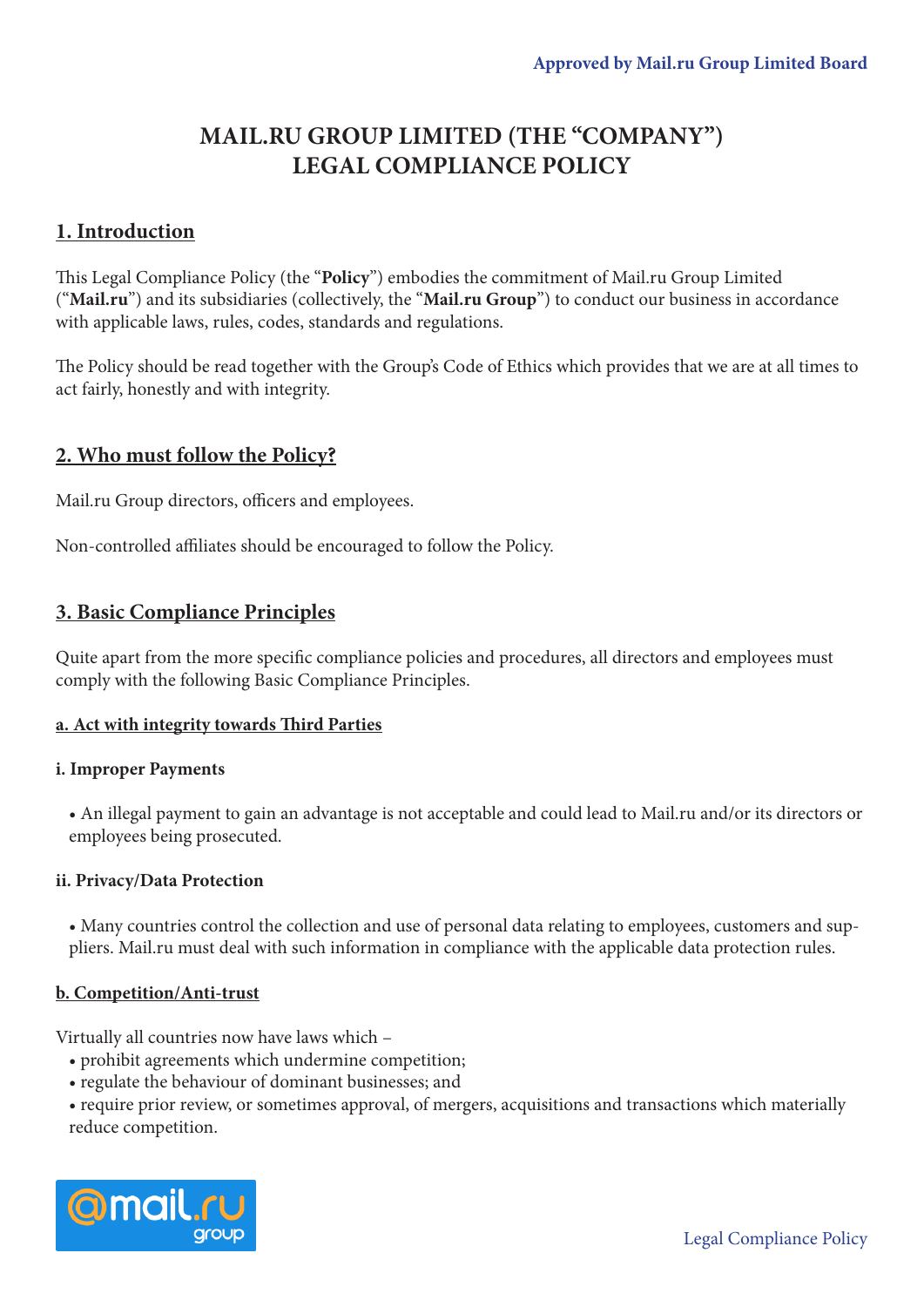Approved by Mail.ru Group Limited Board

# MAIL.RU GROUP LIMITED (THE "COMPANY")
# LEGAL COMPLIANCE POLICY

## 1. Introduction

This Legal Compliance Policy (the "**Policy**") embodies the commitment of Mail.ru Group Limited ("**Mail.ru**") and its subsidiaries (collectively, the "**Mail.ru Group**") to conduct our business in accordance with applicable laws, rules, codes, standards and regulations.

The Policy should be read together with the Group's Code of Ethics which provides that we are at all times to act fairly, honestly and with integrity.

## 2. Who must follow the Policy?

Mail.ru Group directors, officers and employees.

Non-controlled affiliates should be encouraged to follow the Policy.

## 3. Basic Compliance Principles

Quite apart from the more specific compliance policies and procedures, all directors and employees must comply with the following Basic Compliance Principles.

### a. Act with integrity towards Third Parties

#### i. Improper Payments

- An illegal payment to gain an advantage is not acceptable and could lead to Mail.ru and/or its directors or employees being prosecuted.

#### ii. Privacy/Data Protection

- Many countries control the collection and use of personal data relating to employees, customers and suppliers. Mail.ru must deal with such information in compliance with the applicable data protection rules.

### b. Competition/Anti-trust

Virtually all countries now have laws which –

- prohibit agreements which undermine competition;
- regulate the behaviour of dominant businesses; and
- require prior review, or sometimes approval, of mergers, acquisitions and transactions which materially reduce competition.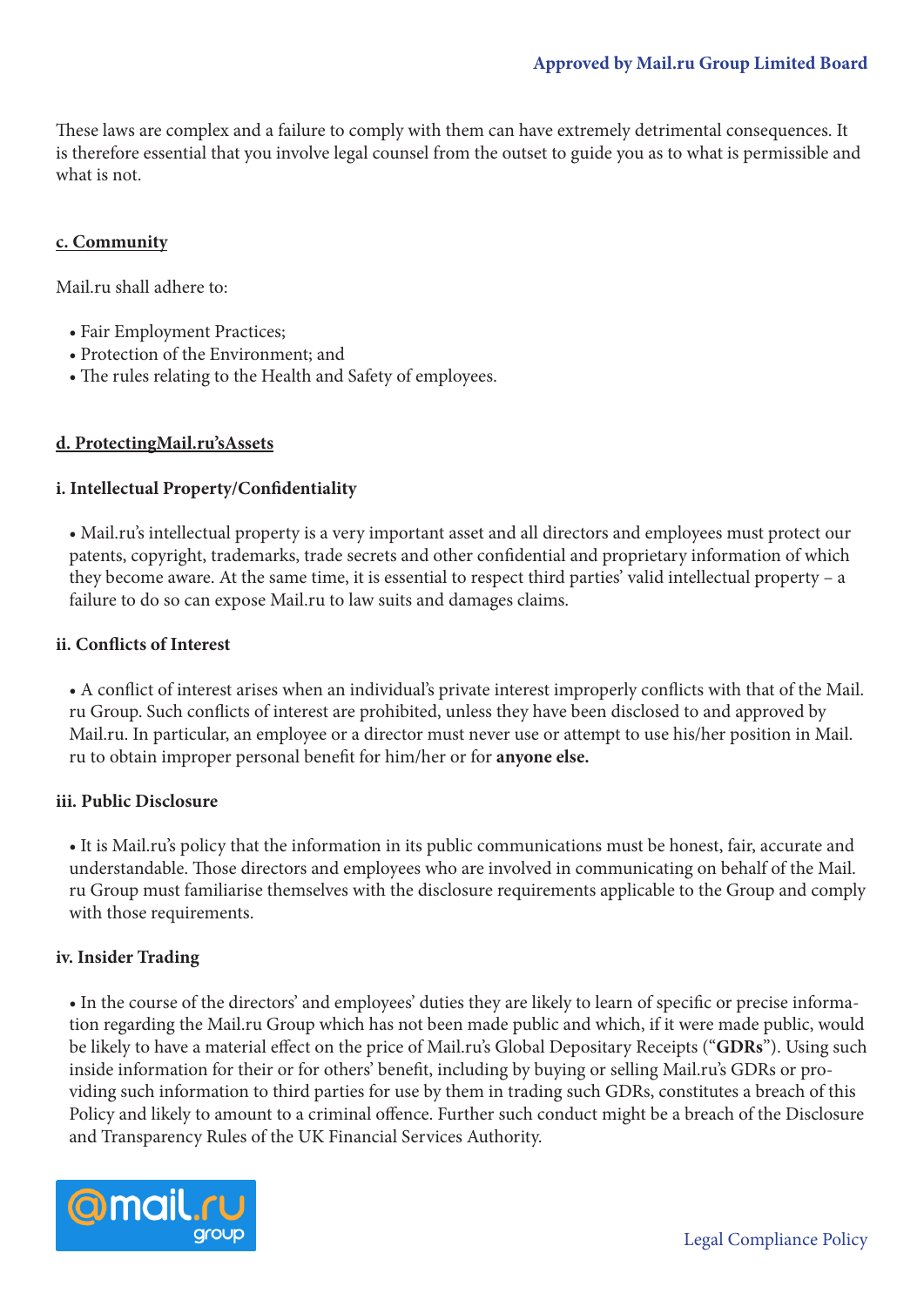These laws are complex and a failure to comply with them can have extremely detrimental consequences. It is therefore essential that you involve legal counsel from the outset to guide you as to what is permissible and what is not.

### c. Community

Mail.ru shall adhere to:

- Fair Employment Practices;
- Protection of the Environment; and
- The rules relating to the Health and Safety of employees.

### d. ProtectingMail.ru'sAssets

#### i. Intellectual Property/Confidentiality

- Mail.ru's intellectual property is a very important asset and all directors and employees must protect our patents, copyright, trademarks, trade secrets and other confidential and proprietary information of which they become aware. At the same time, it is essential to respect third parties' valid intellectual property – a failure to do so can expose Mail.ru to law suits and damages claims.

#### ii. Conflicts of Interest

- A conflict of interest arises when an individual's private interest improperly conflicts with that of the Mail.ru Group. Such conflicts of interest are prohibited, unless they have been disclosed to and approved by Mail.ru. In particular, an employee or a director must never use or attempt to use his/her position in Mail.ru to obtain improper personal benefit for him/her or for **anyone else.**

#### iii. Public Disclosure

- It is Mail.ru's policy that the information in its public communications must be honest, fair, accurate and understandable. Those directors and employees who are involved in communicating on behalf of the Mail.ru Group must familiarise themselves with the disclosure requirements applicable to the Group and comply with those requirements.

#### iv. Insider Trading

- In the course of the directors' and employees' duties they are likely to learn of specific or precise information regarding the Mail.ru Group which has not been made public and which, if it were made public, would be likely to have a material effect on the price of Mail.ru's Global Depositary Receipts ("**GDRs**"). Using such inside information for their or for others' benefit, including by buying or selling Mail.ru's GDRs or providing such information to third parties for use by them in trading such GDRs, constitutes a breach of this Policy and likely to amount to a criminal offence. Further such conduct might be a breach of the Disclosure and Transparency Rules of the UK Financial Services Authority.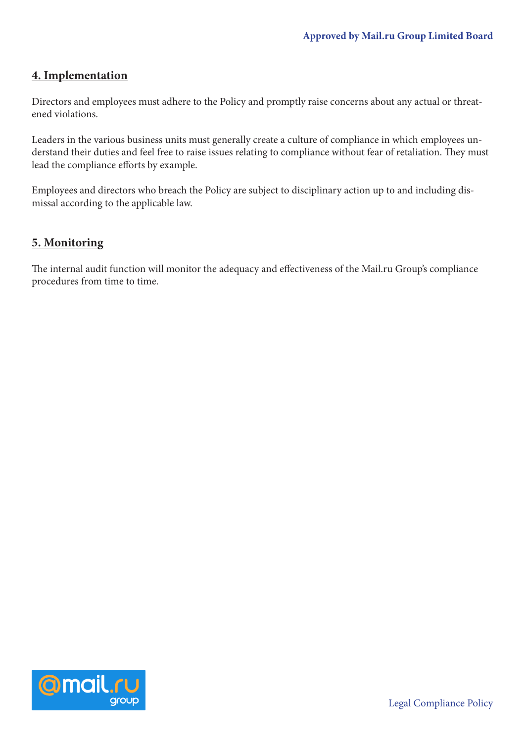## 4. Implementation

Directors and employees must adhere to the Policy and promptly raise concerns about any actual or threatened violations.

Leaders in the various business units must generally create a culture of compliance in which employees understand their duties and feel free to raise issues relating to compliance without fear of retaliation. They must lead the compliance efforts by example.

Employees and directors who breach the Policy are subject to disciplinary action up to and including dismissal according to the applicable law.

## 5. Monitoring

The internal audit function will monitor the adequacy and effectiveness of the Mail.ru Group's compliance procedures from time to time.